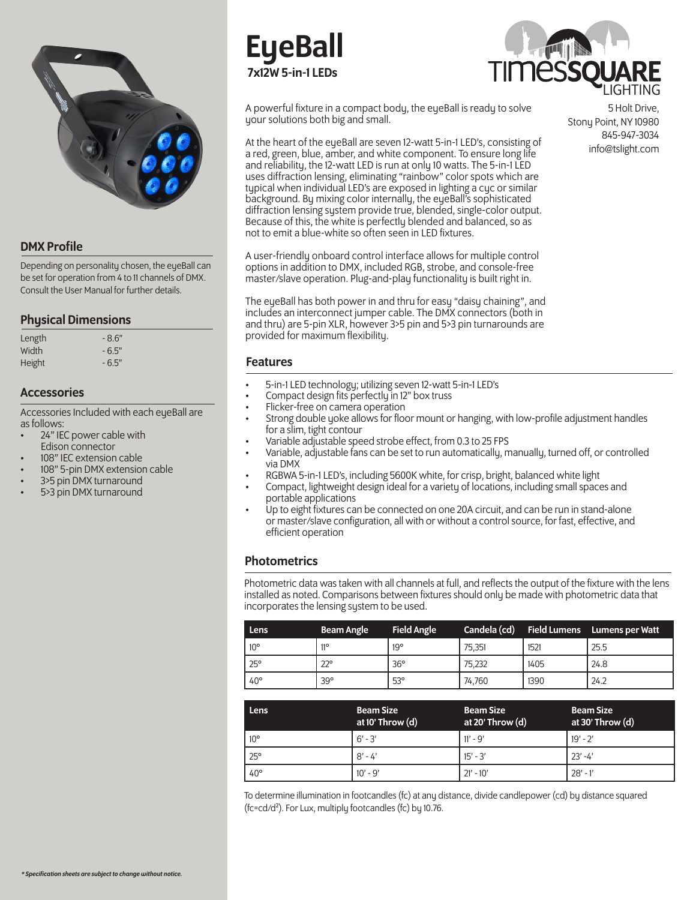# EyeBall

**7x12W 5-in-1 LEDs**

TIMESSQUARE LIGHTING

5 Holt Drive,
Stony Point, NY 10980
845-947-3034
info@tslight.com

A powerful fixture in a compact body, the eyeBall is ready to solve your solutions both big and small.

At the heart of the eyeBall are seven 12-watt 5-in-1 LED's, consisting of a red, green, blue, amber, and white component. To ensure long life and reliability, the 12-watt LED is run at only 10 watts. The 5-in-1 LED uses diffraction lensing, eliminating "rainbow" color spots which are typical when individual LED's are exposed in lighting a cyc or similar background. By mixing color internally, the eyeBall's sophisticated diffraction lensing system provide true, blended, single-color output. Because of this, the white is perfectly blended and balanced, so as not to emit a blue-white so often seen in LED fixtures.

A user-friendly onboard control interface allows for multiple control options in addition to DMX, included RGB, strobe, and console-free master/slave operation. Plug-and-play functionality is built right in.

The eyeBall has both power in and thru for easy "daisy chaining", and includes an interconnect jumper cable. The DMX connectors (both in and thru) are 5-pin XLR, however 3>5 pin and 5>3 pin turnarounds are provided for maximum flexibility.

## DMX Profile

Depending on personality chosen, the eyeBall can be set for operation from 4 to 11 channels of DMX. Consult the User Manual for further details.

## Physical Dimensions

| | |
|---|---|
| Length | - 8.6" |
| Width | - 6.5" |
| Height | - 6.5" |

## Accessories

Accessories Included with each eyeBall are as follows:

- 24" IEC power cable with Edison connector
- 108" IEC extension cable
- 108" 5-pin DMX extension cable
- 3>5 pin DMX turnaround
- 5>3 pin DMX turnaround

## Features

- 5-in-1 LED technology; utilizing seven 12-watt 5-in-1 LED's
- Compact design fits perfectly in 12" box truss
- Flicker-free on camera operation
- Strong double yoke allows for floor mount or hanging, with low-profile adjustment handles for a slim, tight contour
- Variable adjustable speed strobe effect, from 0.3 to 25 FPS
- Variable, adjustable fans can be set to run automatically, manually, turned off, or controlled via DMX
- RGBWA 5-in-1 LED's, including 5600K white, for crisp, bright, balanced white light
- Compact, lightweight design ideal for a variety of locations, including small spaces and portable applications
- Up to eight fixtures can be connected on one 20A circuit, and can be run in stand-alone or master/slave configuration, all with or without a control source, for fast, effective, and efficient operation

## Photometrics

Photometric data was taken with all channels at full, and reflects the output of the fixture with the lens installed as noted. Comparisons between fixtures should only be made with photometric data that incorporates the lensing system to be used.

| Lens | Beam Angle | Field Angle | Candela (cd) | Field Lumens | Lumens per Watt |
|---|---|---|---|---|---|
| 10° | 11° | 19° | 75,351 | 1521 | 25.5 |
| 25° | 22° | 36° | 75,232 | 1405 | 24.8 |
| 40° | 39° | 53° | 74,760 | 1390 | 24.2 |

| Lens | Beam Size at 10' Throw (d) | Beam Size at 20' Throw (d) | Beam Size at 30' Throw (d) |
|---|---|---|---|
| 10° | 6' - 3' | 11' - 9' | 19' - 2' |
| 25° | 8' - 4' | 15' - 3' | 23' -4' |
| 40° | 10' - 9' | 21' - 10' | 28' - 1' |

To determine illumination in footcandles (fc) at any distance, divide candlepower (cd) by distance squared ($fc=cd/d^2$). For Lux, multiply footcandles (fc) by 10.76.

*\* Specification sheets are subject to change without notice.*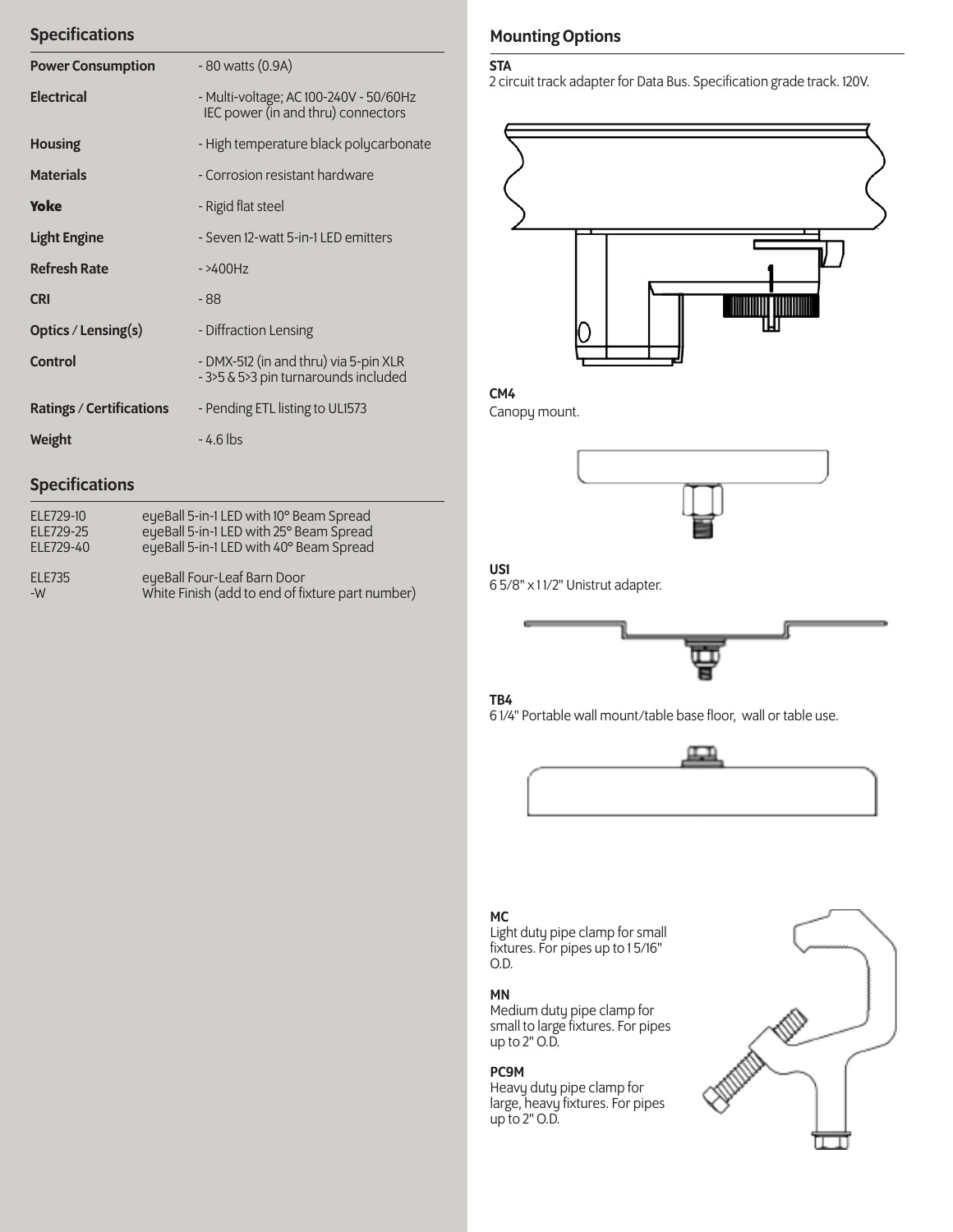## Specifications

| | |
|---|---|
| **Power Consumption** | - 80 watts (0.9A) |
| **Electrical** | - Multi-voltage; AC 100-240V - 50/60Hz IEC power (in and thru) connectors |
| **Housing** | - High temperature black polycarbonate |
| **Materials** | - Corrosion resistant hardware |
| **Yoke** | - Rigid flat steel |
| **Light Engine** | - Seven 12-watt 5-in-1 LED emitters |
| **Refresh Rate** | - >400Hz |
| **CRI** | - 88 |
| **Optics / Lensing(s)** | - Diffraction Lensing |
| **Control** | - DMX-512 (in and thru) via 5-pin XLR<br>- 3>5 & 5>3 pin turnarounds included |
| **Ratings / Certifications** | - Pending ETL listing to UL1573 |
| **Weight** | - 4.6 lbs |

## Specifications

| | |
|---|---|
| ELE729-10 | eyeBall 5-in-1 LED with 10° Beam Spread |
| ELE729-25 | eyeBall 5-in-1 LED with 25° Beam Spread |
| ELE729-40 | eyeBall 5-in-1 LED with 40° Beam Spread |
| ELE735 | eyeBall Four-Leaf Barn Door |
| -W | White Finish (add to end of fixture part number) |

## Mounting Options

**STA**
2 circuit track adapter for Data Bus. Specification grade track. 120V.

**CM4**
Canopy mount.

**US1**
6 5/8" x 1 1/2" Unistrut adapter.

**TB4**
6 1/4" Portable wall mount/table base floor, wall or table use.

**MC**
Light duty pipe clamp for small fixtures. For pipes up to 1 5/16" O.D.

**MN**
Medium duty pipe clamp for small to large fixtures. For pipes up to 2" O.D.

**PC9M**
Heavy duty pipe clamp for large, heavy fixtures. For pipes up to 2" O.D.